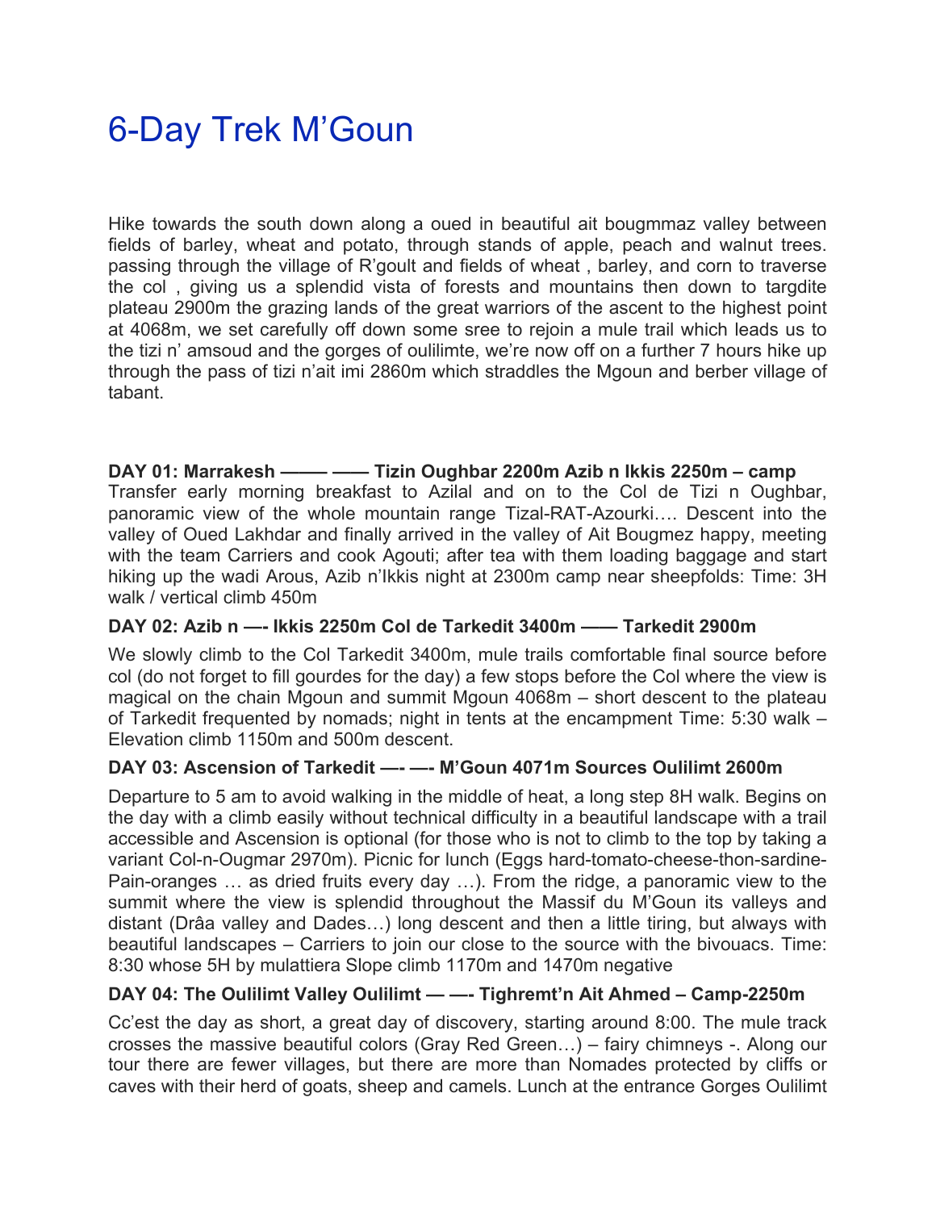// 6-Day Trek M'Goun

# 6-Day Trek M'Goun

Hike towards the south down along a oued in beautiful ait bougmmaz valley between fields of barley, wheat and potato, through stands of apple, peach and walnut trees. passing through the village of R'goult and fields of wheat , barley, and corn to traverse the col , giving us a splendid vista of forests and mountains then down to targdite plateau 2900m the grazing lands of the great warriors of the ascent to the highest point at 4068m, we set carefully off down some sree to rejoin a mule trail which leads us to the tizi n' amsoud and the gorges of oulilimte, we're now off on a further 7 hours hike up through the pass of tizi n'ait imi 2860m which straddles the Mgoun and berber village of tabant.

**DAY 01: Marrakesh ——— —— Tizin Oughbar 2200m Azib n Ikkis 2250m – camp**
Transfer early morning breakfast to Azilal and on to the Col de Tizi n Oughbar, panoramic view of the whole mountain range Tizal-RAT-Azourki…. Descent into the valley of Oued Lakhdar and finally arrived in the valley of Ait Bougmez happy, meeting with the team Carriers and cook Agouti; after tea with them loading baggage and start hiking up the wadi Arous, Azib n'Ikkis night at 2300m camp near sheepfolds: Time: 3H walk / vertical climb 450m

**DAY 02: Azib n —- Ikkis 2250m Col de Tarkedit 3400m —— Tarkedit 2900m**

We slowly climb to the Col Tarkedit 3400m, mule trails comfortable final source before col (do not forget to fill gourdes for the day) a few stops before the Col where the view is magical on the chain Mgoun and summit Mgoun 4068m – short descent to the plateau of Tarkedit frequented by nomads; night in tents at the encampment Time: 5:30 walk – Elevation climb 1150m and 500m descent.

**DAY 03: Ascension of Tarkedit —- —- M'Goun 4071m Sources Oulilimt 2600m**

Departure to 5 am to avoid walking in the middle of heat, a long step 8H walk. Begins on the day with a climb easily without technical difficulty in a beautiful landscape with a trail accessible and Ascension is optional (for those who is not to climb to the top by taking a variant Col-n-Ougmar 2970m). Picnic for lunch (Eggs hard-tomato-cheese-thon-sardine-Pain-oranges … as dried fruits every day …). From the ridge, a panoramic view to the summit where the view is splendid throughout the Massif du M'Goun its valleys and distant (Drâa valley and Dades…) long descent and then a little tiring, but always with beautiful landscapes – Carriers to join our close to the source with the bivouacs. Time: 8:30 whose 5H by mulattiera Slope climb 1170m and 1470m negative

**DAY 04: The Oulilimt Valley Oulilimt — —- Tighremt'n Ait Ahmed – Camp-2250m**

Cc'est the day as short, a great day of discovery, starting around 8:00. The mule track crosses the massive beautiful colors (Gray Red Green…) – fairy chimneys -. Along our tour there are fewer villages, but there are more than Nomades protected by cliffs or caves with their herd of goats, sheep and camels. Lunch at the entrance Gorges Oulilimt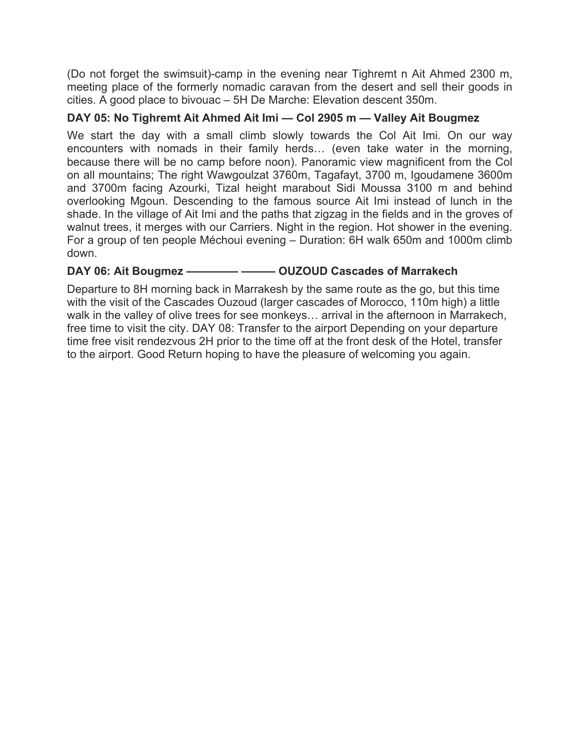(Do not forget the swimsuit)-camp in the evening near Tighremt n Ait Ahmed 2300 m, meeting place of the formerly nomadic caravan from the desert and sell their goods in cities. A good place to bivouac – 5H De Marche: Elevation descent 350m.

**DAY 05: No Tighremt Ait Ahmed Ait Imi — Col 2905 m — Valley Ait Bougmez**

We start the day with a small climb slowly towards the Col Ait Imi. On our way encounters with nomads in their family herds… (even take water in the morning, because there will be no camp before noon). Panoramic view magnificent from the Col on all mountains; The right Wawgoulzat 3760m, Tagafayt, 3700 m, Igoudamene 3600m and 3700m facing Azourki, Tizal height marabout Sidi Moussa 3100 m and behind overlooking Mgoun. Descending to the famous source Ait Imi instead of lunch in the shade. In the village of Ait Imi and the paths that zigzag in the fields and in the groves of walnut trees, it merges with our Carriers. Night in the region. Hot shower in the evening. For a group of ten people Méchoui evening – Duration: 6H walk 650m and 1000m climb down.

**DAY 06: Ait Bougmez ———— ——— OUZOUD Cascades of Marrakech**

Departure to 8H morning back in Marrakesh by the same route as the go, but this time with the visit of the Cascades Ouzoud (larger cascades of Morocco, 110m high) a little walk in the valley of olive trees for see monkeys… arrival in the afternoon in Marrakech, free time to visit the city. DAY 08: Transfer to the airport Depending on your departure time free visit rendezvous 2H prior to the time off at the front desk of the Hotel, transfer to the airport. Good Return hoping to have the pleasure of welcoming you again.